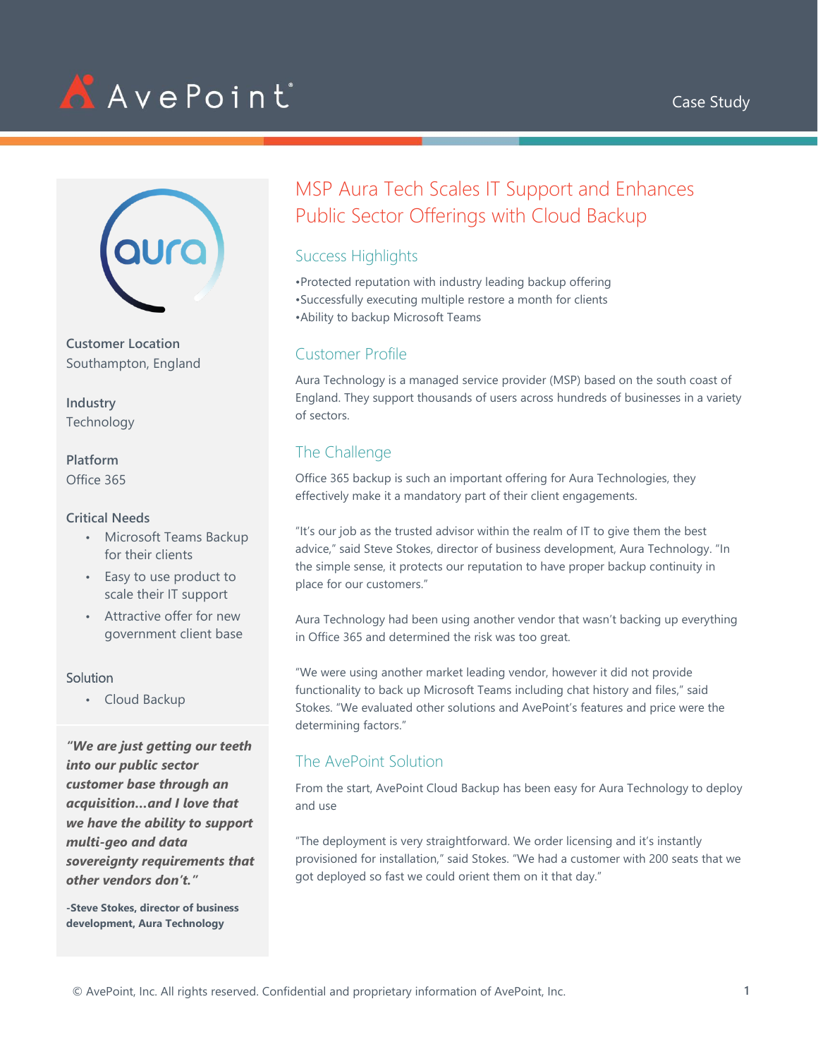# MSP Aura Tech Scales IT Support and Enhances Public Sector Offerings with Cloud Backup

**Customer Location**
Southampton, England

**Industry**
Technology

**Platform**
Office 365

**Critical Needs**

- Microsoft Teams Backup for their clients
- Easy to use product to scale their IT support
- Attractive offer for new government client base

**Solution**

- Cloud Backup

***"We are just getting our teeth into our public sector customer base through an acquisition…and I love that we have the ability to support multi-geo and data sovereignty requirements that other vendors don't."***

**-Steve Stokes, director of business development, Aura Technology**

## Success Highlights

•Protected reputation with industry leading backup offering
•Successfully executing multiple restore a month for clients
•Ability to backup Microsoft Teams

## Customer Profile

Aura Technology is a managed service provider (MSP) based on the south coast of England. They support thousands of users across hundreds of businesses in a variety of sectors.

## The Challenge

Office 365 backup is such an important offering for Aura Technologies, they effectively make it a mandatory part of their client engagements.

"It's our job as the trusted advisor within the realm of IT to give them the best advice," said Steve Stokes, director of business development, Aura Technology. "In the simple sense, it protects our reputation to have proper backup continuity in place for our customers."

Aura Technology had been using another vendor that wasn't backing up everything in Office 365 and determined the risk was too great.

"We were using another market leading vendor, however it did not provide functionality to back up Microsoft Teams including chat history and files," said Stokes. "We evaluated other solutions and AvePoint's features and price were the determining factors."

## The AvePoint Solution

From the start, AvePoint Cloud Backup has been easy for Aura Technology to deploy and use

"The deployment is very straightforward. We order licensing and it's instantly provisioned for installation," said Stokes. "We had a customer with 200 seats that we got deployed so fast we could orient them on it that day."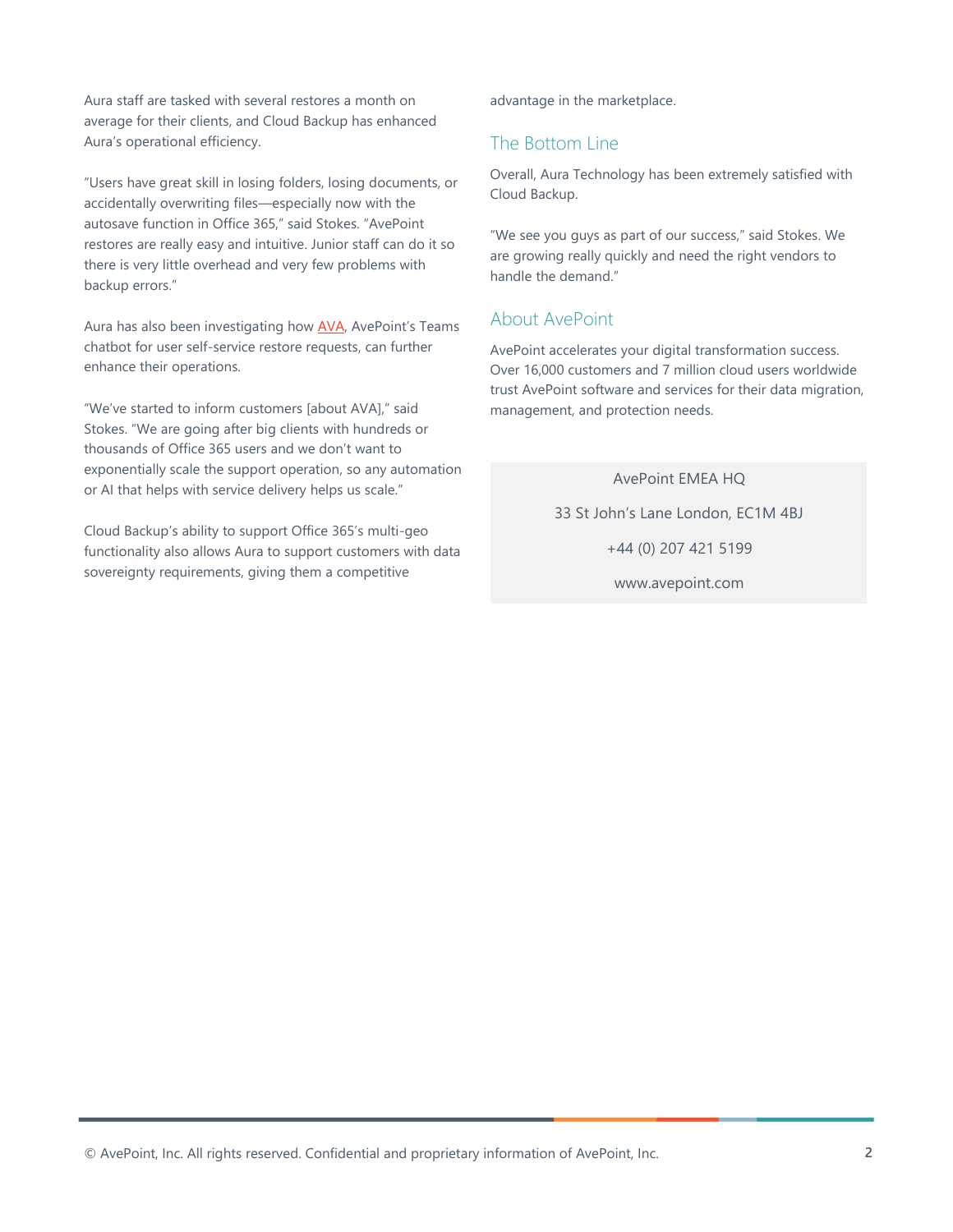Aura staff are tasked with several restores a month on average for their clients, and Cloud Backup has enhanced Aura's operational efficiency.

"Users have great skill in losing folders, losing documents, or accidentally overwriting files—especially now with the autosave function in Office 365," said Stokes. "AvePoint restores are really easy and intuitive. Junior staff can do it so there is very little overhead and very few problems with backup errors."

Aura has also been investigating how AVA, AvePoint's Teams chatbot for user self-service restore requests, can further enhance their operations.

"We've started to inform customers [about AVA]," said Stokes. "We are going after big clients with hundreds or thousands of Office 365 users and we don't want to exponentially scale the support operation, so any automation or AI that helps with service delivery helps us scale."

Cloud Backup's ability to support Office 365's multi-geo functionality also allows Aura to support customers with data sovereignty requirements, giving them a competitive advantage in the marketplace.

## The Bottom Line

Overall, Aura Technology has been extremely satisfied with Cloud Backup.

"We see you guys as part of our success," said Stokes. We are growing really quickly and need the right vendors to handle the demand."

## About AvePoint

AvePoint accelerates your digital transformation success. Over 16,000 customers and 7 million cloud users worldwide trust AvePoint software and services for their data migration, management, and protection needs.

AvePoint EMEA HQ

33 St John's Lane London, EC1M 4BJ

+44 (0) 207 421 5199

www.avepoint.com

© AvePoint, Inc. All rights reserved. Confidential and proprietary information of AvePoint, Inc.